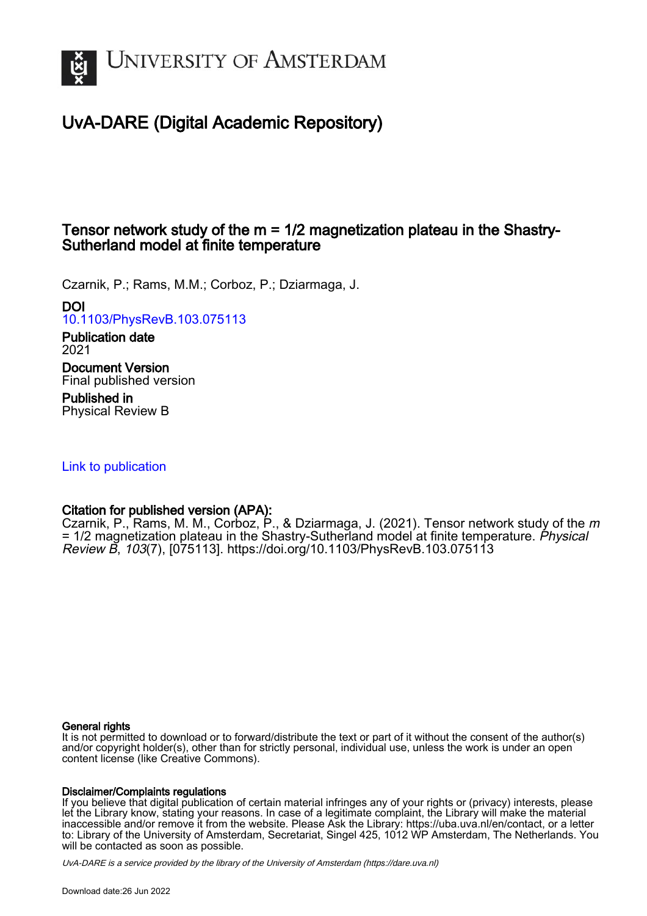# UvA-DARE (Digital Academic Repository)

## Tensor network study of the m = 1/2 magnetization plateau in the Shastry-Sutherland model at finite temperature

Czarnik, P.; Rams, M.M.; Corboz, P.; Dziarmaga, J.

**DOI**
10.1103/PhysRevB.103.075113

**Publication date**
2021

**Document Version**
Final published version

**Published in**
Physical Review B

Link to publication

**Citation for published version (APA):**
Czarnik, P., Rams, M. M., Corboz, P., & Dziarmaga, J. (2021). Tensor network study of the *m* = 1/2 magnetization plateau in the Shastry-Sutherland model at finite temperature. *Physical Review B*, *103*(7), [075113]. https://doi.org/10.1103/PhysRevB.103.075113

**General rights**
It is not permitted to download or to forward/distribute the text or part of it without the consent of the author(s) and/or copyright holder(s), other than for strictly personal, individual use, unless the work is under an open content license (like Creative Commons).

**Disclaimer/Complaints regulations**
If you believe that digital publication of certain material infringes any of your rights or (privacy) interests, please let the Library know, stating your reasons. In case of a legitimate complaint, the Library will make the material inaccessible and/or remove it from the website. Please Ask the Library: https://uba.uva.nl/en/contact, or a letter to: Library of the University of Amsterdam, Secretariat, Singel 425, 1012 WP Amsterdam, The Netherlands. You will be contacted as soon as possible.

*UvA-DARE is a service provided by the library of the University of Amsterdam (https://dare.uva.nl)*

Download date:26 Jun 2022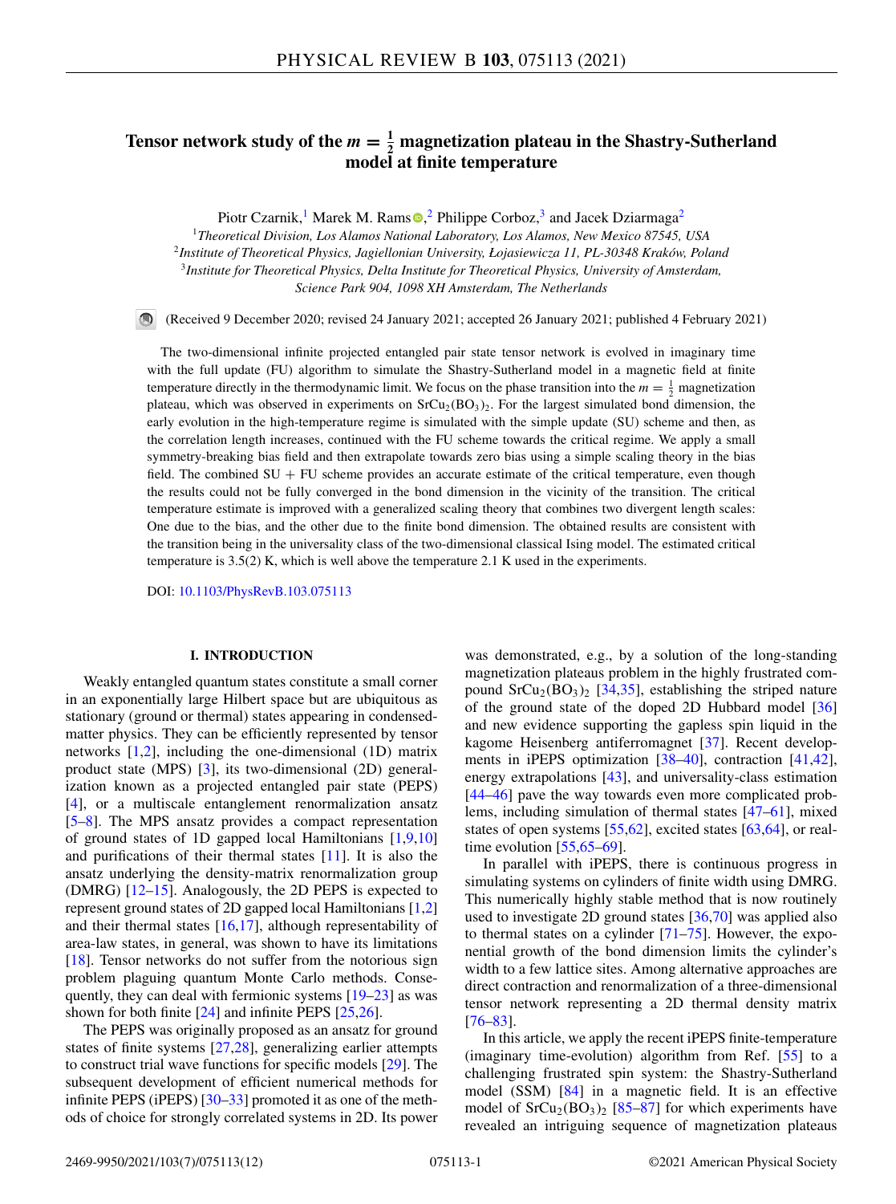# Tensor network study of the $m = \frac{1}{2}$ magnetization plateau in the Shastry-Sutherland model at finite temperature

Piotr Czarnik,[1] Marek M. Rams,[2] Philippe Corboz,[3] and Jacek Dziarmaga[2]

[1]*Theoretical Division, Los Alamos National Laboratory, Los Alamos, New Mexico 87545, USA*
[2]*Institute of Theoretical Physics, Jagiellonian University, Łojasiewicza 11, PL-30348 Kraków, Poland*
[3]*Institute for Theoretical Physics, Delta Institute for Theoretical Physics, University of Amsterdam, Science Park 904, 1098 XH Amsterdam, The Netherlands*

(Received 9 December 2020; revised 24 January 2021; accepted 26 January 2021; published 4 February 2021)

The two-dimensional infinite projected entangled pair state tensor network is evolved in imaginary time with the full update (FU) algorithm to simulate the Shastry-Sutherland model in a magnetic field at finite temperature directly in the thermodynamic limit. We focus on the phase transition into the $m = \frac{1}{2}$ magnetization plateau, which was observed in experiments on $SrCu_2(BO_3)_2$. For the largest simulated bond dimension, the early evolution in the high-temperature regime is simulated with the simple update (SU) scheme and then, as the correlation length increases, continued with the FU scheme towards the critical regime. We apply a small symmetry-breaking bias field and then extrapolate towards zero bias using a simple scaling theory in the bias field. The combined SU + FU scheme provides an accurate estimate of the critical temperature, even though the results could not be fully converged in the bond dimension in the vicinity of the transition. The critical temperature estimate is improved with a generalized scaling theory that combines two divergent length scales: One due to the bias, and the other due to the finite bond dimension. The obtained results are consistent with the transition being in the universality class of the two-dimensional classical Ising model. The estimated critical temperature is 3.5(2) K, which is well above the temperature 2.1 K used in the experiments.

DOI: 10.1103/PhysRevB.103.075113

## I. INTRODUCTION

Weakly entangled quantum states constitute a small corner in an exponentially large Hilbert space but are ubiquitous as stationary (ground or thermal) states appearing in condensed-matter physics. They can be efficiently represented by tensor networks [1,2], including the one-dimensional (1D) matrix product state (MPS) [3], its two-dimensional (2D) generalization known as a projected entangled pair state (PEPS) [4], or a multiscale entanglement renormalization ansatz [5–8]. The MPS ansatz provides a compact representation of ground states of 1D gapped local Hamiltonians [1,9,10] and purifications of their thermal states [11]. It is also the ansatz underlying the density-matrix renormalization group (DMRG) [12–15]. Analogously, the 2D PEPS is expected to represent ground states of 2D gapped local Hamiltonians [1,2] and their thermal states [16,17], although representability of area-law states, in general, was shown to have its limitations [18]. Tensor networks do not suffer from the notorious sign problem plaguing quantum Monte Carlo methods. Consequently, they can deal with fermionic systems [19–23] as was shown for both finite [24] and infinite PEPS [25,26].

The PEPS was originally proposed as an ansatz for ground states of finite systems [27,28], generalizing earlier attempts to construct trial wave functions for specific models [29]. The subsequent development of efficient numerical methods for infinite PEPS (iPEPS) [30–33] promoted it as one of the methods of choice for strongly correlated systems in 2D. Its power was demonstrated, e.g., by a solution of the long-standing magnetization plateaus problem in the highly frustrated compound $SrCu_2(BO_3)_2$ [34,35], establishing the striped nature of the ground state of the doped 2D Hubbard model [36] and new evidence supporting the gapless spin liquid in the kagome Heisenberg antiferromagnet [37]. Recent developments in iPEPS optimization [38–40], contraction [41,42], energy extrapolations [43], and universality-class estimation [44–46] pave the way towards even more complicated problems, including simulation of thermal states [47–61], mixed states of open systems [55,62], excited states [63,64], or real-time evolution [55,65–69].

In parallel with iPEPS, there is continuous progress in simulating systems on cylinders of finite width using DMRG. This numerically highly stable method that is now routinely used to investigate 2D ground states [36,70] was applied also to thermal states on a cylinder [71–75]. However, the exponential growth of the bond dimension limits the cylinder's width to a few lattice sites. Among alternative approaches are direct contraction and renormalization of a three-dimensional tensor network representing a 2D thermal density matrix [76–83].

In this article, we apply the recent iPEPS finite-temperature (imaginary time-evolution) algorithm from Ref. [55] to a challenging frustrated spin system: the Shastry-Sutherland model (SSM) [84] in a magnetic field. It is an effective model of $SrCu_2(BO_3)_2$ [85–87] for which experiments have revealed an intriguing sequence of magnetization plateaus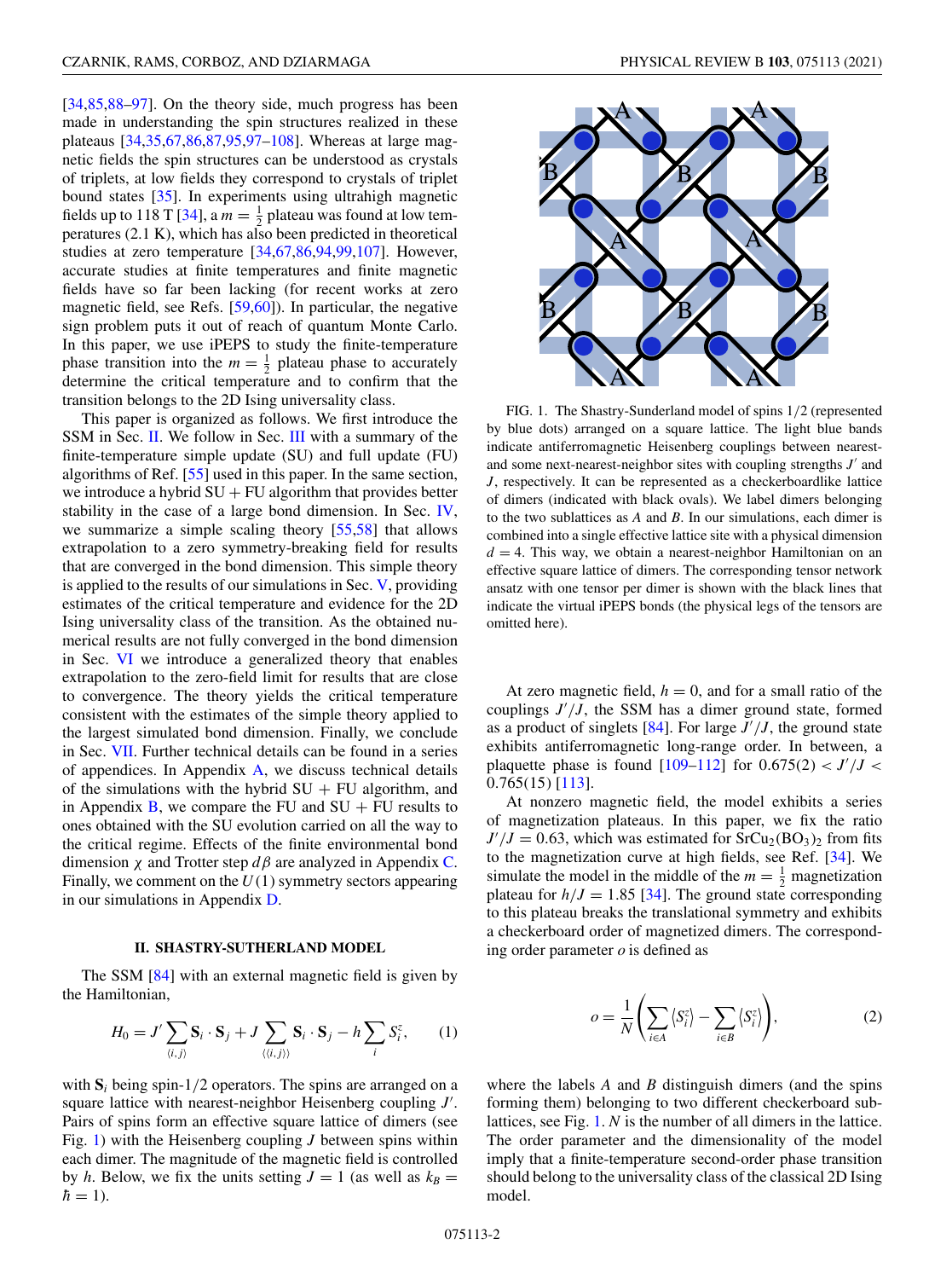[34,85,88–97]. On the theory side, much progress has been made in understanding the spin structures realized in these plateaus [34,35,67,86,87,95,97–108]. Whereas at large magnetic fields the spin structures can be understood as crystals of triplets, at low fields they correspond to crystals of triplet bound states [35]. In experiments using ultrahigh magnetic fields up to 118 T [34], a $m = \frac{1}{2}$ plateau was found at low temperatures (2.1 K), which has also been predicted in theoretical studies at zero temperature [34,67,86,94,99,107]. However, accurate studies at finite temperatures and finite magnetic fields have so far been lacking (for recent works at zero magnetic field, see Refs. [59,60]). In particular, the negative sign problem puts it out of reach of quantum Monte Carlo. In this paper, we use iPEPS to study the finite-temperature phase transition into the $m = \frac{1}{2}$ plateau phase to accurately determine the critical temperature and to confirm that the transition belongs to the 2D Ising universality class.

This paper is organized as follows. We first introduce the SSM in Sec. II. We follow in Sec. III with a summary of the finite-temperature simple update (SU) and full update (FU) algorithms of Ref. [55] used in this paper. In the same section, we introduce a hybrid SU + FU algorithm that provides better stability in the case of a large bond dimension. In Sec. IV, we summarize a simple scaling theory [55,58] that allows extrapolation to a zero symmetry-breaking field for results that are converged in the bond dimension. This simple theory is applied to the results of our simulations in Sec. V, providing estimates of the critical temperature and evidence for the 2D Ising universality class of the transition. As the obtained numerical results are not fully converged in the bond dimension in Sec. VI we introduce a generalized theory that enables extrapolation to the zero-field limit for results that are close to convergence. The theory yields the critical temperature consistent with the estimates of the simple theory applied to the largest simulated bond dimension. Finally, we conclude in Sec. VII. Further technical details can be found in a series of appendices. In Appendix A, we discuss technical details of the simulations with the hybrid SU + FU algorithm, and in Appendix B, we compare the FU and SU + FU results to ones obtained with the SU evolution carried on all the way to the critical regime. Effects of the finite environmental bond dimension $\chi$ and Trotter step $d\beta$ are analyzed in Appendix C. Finally, we comment on the $U(1)$ symmetry sectors appearing in our simulations in Appendix D.

## II. SHASTRY-SUTHERLAND MODEL

The SSM [84] with an external magnetic field is given by the Hamiltonian,

$$H_0 = J' \sum_{\langle i,j \rangle} \mathbf{S}_i \cdot \mathbf{S}_j + J \sum_{\langle\langle i,j \rangle\rangle} \mathbf{S}_i \cdot \mathbf{S}_j - h \sum_i S_i^z, \qquad (1)$$

with $\mathbf{S}_i$ being spin-1/2 operators. The spins are arranged on a square lattice with nearest-neighbor Heisenberg coupling $J'$. Pairs of spins form an effective square lattice of dimers (see Fig. 1) with the Heisenberg coupling $J$ between spins within each dimer. The magnitude of the magnetic field is controlled by $h$. Below, we fix the units setting $J = 1$ (as well as $k_B = \hbar = 1$).

FIG. 1. The Shastry-Sunderland model of spins 1/2 (represented by blue dots) arranged on a square lattice. The light blue bands indicate antiferromagnetic Heisenberg couplings between nearest- and some next-nearest-neighbor sites with coupling strengths $J'$ and $J$, respectively. It can be represented as a checkerboardlike lattice of dimers (indicated with black ovals). We label dimers belonging to the two sublattices as $A$ and $B$. In our simulations, each dimer is combined into a single effective lattice site with a physical dimension $d = 4$. This way, we obtain a nearest-neighbor Hamiltonian on an effective square lattice of dimers. The corresponding tensor network ansatz with one tensor per dimer is shown with the black lines that indicate the virtual iPEPS bonds (the physical legs of the tensors are omitted here).

At zero magnetic field, $h = 0$, and for a small ratio of the couplings $J'/J$, the SSM has a dimer ground state, formed as a product of singlets [84]. For large $J'/J$, the ground state exhibits antiferromagnetic long-range order. In between, a plaquette phase is found [109–112] for $0.675(2) < J'/J < 0.765(15)$ [113].

At nonzero magnetic field, the model exhibits a series of magnetization plateaus. In this paper, we fix the ratio $J'/J = 0.63$, which was estimated for $SrCu_2(BO_3)_2$ from fits to the magnetization curve at high fields, see Ref. [34]. We simulate the model in the middle of the $m = \frac{1}{2}$ magnetization plateau for $h/J = 1.85$ [34]. The ground state corresponding to this plateau breaks the translational symmetry and exhibits a checkerboard order of magnetized dimers. The corresponding order parameter $o$ is defined as

$$o = \frac{1}{N} \left( \sum_{i \in A} \langle S_i^z \rangle - \sum_{i \in B} \langle S_i^z \rangle \right), \qquad (2)$$

where the labels $A$ and $B$ distinguish dimers (and the spins forming them) belonging to two different checkerboard sublattices, see Fig. 1. $N$ is the number of all dimers in the lattice. The order parameter and the dimensionality of the model imply that a finite-temperature second-order phase transition should belong to the universality class of the classical 2D Ising model.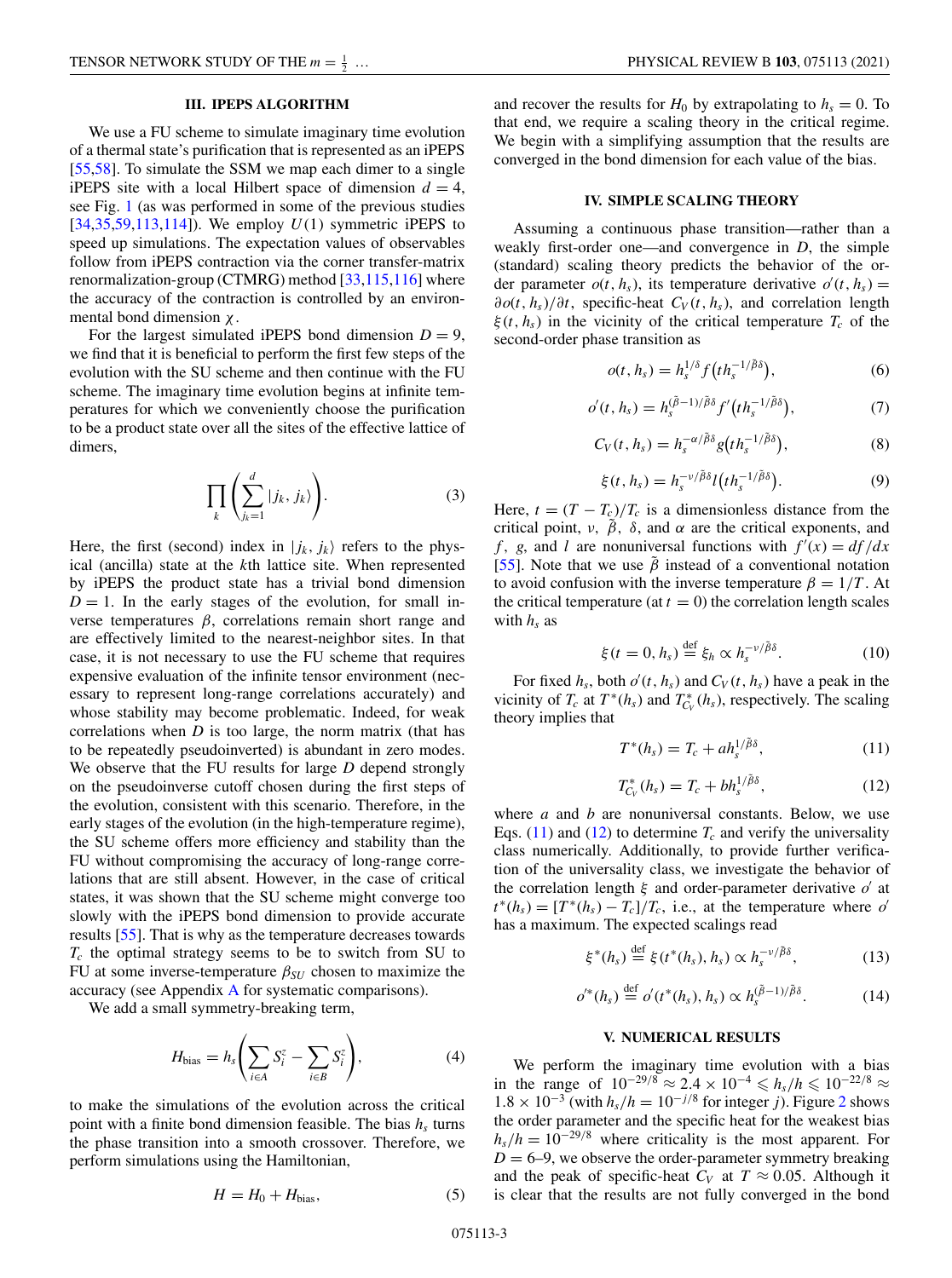## III. IPEPS ALGORITHM

We use a FU scheme to simulate imaginary time evolution of a thermal state's purification that is represented as an iPEPS [55,58]. To simulate the SSM we map each dimer to a single iPEPS site with a local Hilbert space of dimension $d = 4$, see Fig. 1 (as was performed in some of the previous studies [34,35,59,113,114]). We employ $U(1)$ symmetric iPEPS to speed up simulations. The expectation values of observables follow from iPEPS contraction via the corner transfer-matrix renormalization-group (CTMRG) method [33,115,116] where the accuracy of the contraction is controlled by an environmental bond dimension $\chi$.

For the largest simulated iPEPS bond dimension $D = 9$, we find that it is beneficial to perform the first few steps of the evolution with the SU scheme and then continue with the FU scheme. The imaginary time evolution begins at infinite temperatures for which we conveniently choose the purification to be a product state over all the sites of the effective lattice of dimers,

$$\prod_k \left( \sum_{j_k=1}^{d} |j_k, j_k\rangle \right). \tag{3}$$

Here, the first (second) index in $|j_k, j_k\rangle$ refers to the physical (ancilla) state at the $k$th lattice site. When represented by iPEPS the product state has a trivial bond dimension $D = 1$. In the early stages of the evolution, for small inverse temperatures $\beta$, correlations remain short range and are effectively limited to the nearest-neighbor sites. In that case, it is not necessary to use the FU scheme that requires expensive evaluation of the infinite tensor environment (necessary to represent long-range correlations accurately) and whose stability may become problematic. Indeed, for weak correlations when $D$ is too large, the norm matrix (that has to be repeatedly pseudoinverted) is abundant in zero modes. We observe that the FU results for large $D$ depend strongly on the pseudoinverse cutoff chosen during the first steps of the evolution, consistent with this scenario. Therefore, in the early stages of the evolution (in the high-temperature regime), the SU scheme offers more efficiency and stability than the FU without compromising the accuracy of long-range correlations that are still absent. However, in the case of critical states, it was shown that the SU scheme might converge too slowly with the iPEPS bond dimension to provide accurate results [55]. That is why as the temperature decreases towards $T_c$ the optimal strategy seems to be to switch from SU to FU at some inverse-temperature $\beta_{SU}$ chosen to maximize the accuracy (see Appendix A for systematic comparisons).

We add a small symmetry-breaking term,

$$H_{\rm bias} = h_s \left( \sum_{i \in A} S_i^z - \sum_{i \in B} S_i^z \right), \tag{4}$$

to make the simulations of the evolution across the critical point with a finite bond dimension feasible. The bias $h_s$ turns the phase transition into a smooth crossover. Therefore, we perform simulations using the Hamiltonian,

$$H = H_0 + H_{\rm bias}, \tag{5}$$

and recover the results for $H_0$ by extrapolating to $h_s = 0$. To that end, we require a scaling theory in the critical regime. We begin with a simplifying assumption that the results are converged in the bond dimension for each value of the bias.

## IV. SIMPLE SCALING THEORY

Assuming a continuous phase transition—rather than a weakly first-order one—and convergence in $D$, the simple (standard) scaling theory predicts the behavior of the order parameter $o(t, h_s)$, its temperature derivative $o'(t, h_s) = \partial o(t, h_s)/\partial t$, specific-heat $C_V(t, h_s)$, and correlation length $\xi(t, h_s)$ in the vicinity of the critical temperature $T_c$ of the second-order phase transition as

$$o(t, h_s) = h_s^{1/\delta} f\big(t h_s^{-1/\tilde{\beta}\delta}\big), \tag{6}$$

$$o'(t, h_s) = h_s^{(\tilde{\beta}-1)/\tilde{\beta}\delta} f'\big(t h_s^{-1/\tilde{\beta}\delta}\big), \tag{7}$$

$$C_V(t, h_s) = h_s^{-\alpha/\tilde{\beta}\delta} g\big(t h_s^{-1/\tilde{\beta}\delta}\big), \tag{8}$$

$$\xi(t, h_s) = h_s^{-\nu/\tilde{\beta}\delta} l\big(t h_s^{-1/\tilde{\beta}\delta}\big). \tag{9}$$

Here, $t = (T - T_c)/T_c$ is a dimensionless distance from the critical point, $\nu$, $\tilde{\beta}$, $\delta$, and $\alpha$ are the critical exponents, and $f$, $g$, and $l$ are nonuniversal functions with $f'(x) = df/dx$ [55]. Note that we use $\tilde{\beta}$ instead of a conventional notation to avoid confusion with the inverse temperature $\beta = 1/T$. At the critical temperature (at $t = 0$) the correlation length scales with $h_s$ as

$$\xi(t = 0, h_s) \overset{\rm def}{=} \xi_h \propto h_s^{-\nu/\tilde{\beta}\delta}. \tag{10}$$

For fixed $h_s$, both $o'(t, h_s)$ and $C_V(t, h_s)$ have a peak in the vicinity of $T_c$ at $T^*(h_s)$ and $T^*_{C_V}(h_s)$, respectively. The scaling theory implies that

$$T^*(h_s) = T_c + a h_s^{1/\tilde{\beta}\delta}, \tag{11}$$

$$T^*_{C_V}(h_s) = T_c + b h_s^{1/\tilde{\beta}\delta}, \tag{12}$$

where $a$ and $b$ are nonuniversal constants. Below, we use Eqs. (11) and (12) to determine $T_c$ and verify the universality class numerically. Additionally, to provide further verification of the universality class, we investigate the behavior of the correlation length $\xi$ and order-parameter derivative $o'$ at $t^*(h_s) = [T^*(h_s) - T_c]/T_c$, i.e., at the temperature where $o'$ has a maximum. The expected scalings read

$$\xi^*(h_s) \overset{\rm def}{=} \xi(t^*(h_s), h_s) \propto h_s^{-\nu/\tilde{\beta}\delta}, \tag{13}$$

$$o'^*(h_s) \overset{\rm def}{=} o'(t^*(h_s), h_s) \propto h_s^{(\tilde{\beta}-1)/\tilde{\beta}\delta}. \tag{14}$$

## V. NUMERICAL RESULTS

We perform the imaginary time evolution with a bias in the range of $10^{-29/8} \approx 2.4 \times 10^{-4} \leqslant h_s/h \leqslant 10^{-22/8} \approx 1.8 \times 10^{-3}$ (with $h_s/h = 10^{-j/8}$ for integer $j$). Figure 2 shows the order parameter and the specific heat for the weakest bias $h_s/h = 10^{-29/8}$ where criticality is the most apparent. For $D = 6$–$9$, we observe the order-parameter symmetry breaking and the peak of specific-heat $C_V$ at $T \approx 0.05$. Although it is clear that the results are not fully converged in the bond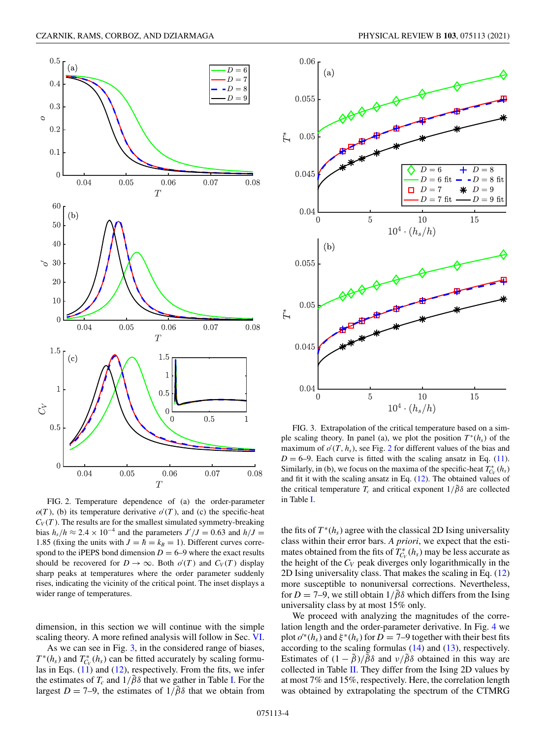FIG. 2. Temperature dependence of (a) the order-parameter $o(T)$, (b) its temperature derivative $o'(T)$, and (c) the specific-heat $C_V(T)$. The results are for the smallest simulated symmetry-breaking bias $h_s/h \approx 2.4 \times 10^{-4}$ and the parameters $J'/J = 0.63$ and $h/J = 1.85$ (fixing the units with $J = \hbar = k_B = 1$). Different curves correspond to the iPEPS bond dimension $D = 6$–$9$ where the exact results should be recovered for $D \to \infty$. Both $o'(T)$ and $C_V(T)$ display sharp peaks at temperatures where the order parameter suddenly rises, indicating the vicinity of the critical point. The inset displays a wider range of temperatures.

dimension, in this section we will continue with the simple scaling theory. A more refined analysis will follow in Sec. VI.

As we can see in Fig. 3, in the considered range of biases, $T^*(h_s)$ and $T^*_{C_V}(h_s)$ can be fitted accurately by scaling formulas in Eqs. (11) and (12), respectively. From the fits, we infer the estimates of $T_c$ and $1/\tilde{\beta}\delta$ that we gather in Table I. For the largest $D = 7$–$9$, the estimates of $1/\tilde{\beta}\delta$ that we obtain from the fits of $T^*(h_s)$ agree with the classical 2D Ising universality class within their error bars. *A priori*, we expect that the estimates obtained from the fits of $T^*_{C_V}(h_s)$ may be less accurate as the height of the $C_V$ peak diverges only logarithmically in the 2D Ising universality class. That makes the scaling in Eq. (12) more susceptible to nonuniversal corrections. Nevertheless, for $D = 7$–$9$, we still obtain $1/\tilde{\beta}\delta$ which differs from the Ising universality class by at most 15% only.

FIG. 3. Extrapolation of the critical temperature based on a simple scaling theory. In panel (a), we plot the position $T^*(h_s)$ of the maximum of $o'(T, h_s)$, see Fig. 2 for different values of the bias and $D = 6$–$9$. Each curve is fitted with the scaling ansatz in Eq. (11). Similarly, in (b), we focus on the maxima of the specific-heat $T^*_{C_V}(h_s)$ and fit it with the scaling ansatz in Eq. (12). The obtained values of the critical temperature $T_c$ and critical exponent $1/\tilde{\beta}\delta$ are collected in Table I.

We proceed with analyzing the magnitudes of the correlation length and the order-parameter derivative. In Fig. 4 we plot $o'^*(h_s)$ and $\xi^*(h_s)$ for $D = 7$–$9$ together with their best fits according to the scaling formulas (14) and (13), respectively. Estimates of $(1 - \tilde{\beta})/\tilde{\beta}\delta$ and $\nu/\tilde{\beta}\delta$ obtained in this way are collected in Table II. They differ from the Ising 2D values by at most 7% and 15%, respectively. Here, the correlation length was obtained by extrapolating the spectrum of the CTMRG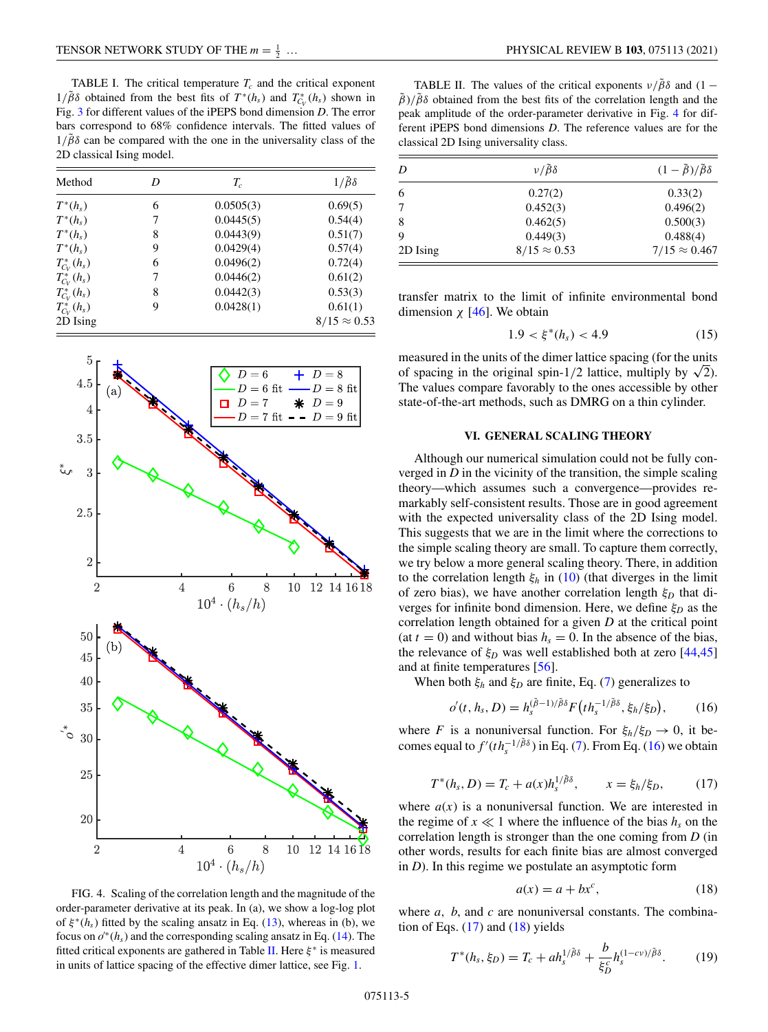TABLE I. The critical temperature $T_c$ and the critical exponent $1/\tilde{\beta}\delta$ obtained from the best fits of $T^*(h_s)$ and $T^*_{C_V}(h_s)$ shown in Fig. 3 for different values of the iPEPS bond dimension $D$. The error bars correspond to 68% confidence intervals. The fitted values of $1/\tilde{\beta}\delta$ can be compared with the one in the universality class of the 2D classical Ising model.

| Method | $D$ | $T_c$ | $1/\tilde{\beta}\delta$ |
|---|---|---|---|
| $T^*(h_s)$ | 6 | 0.0505(3) | 0.69(5) |
| $T^*(h_s)$ | 7 | 0.0445(5) | 0.54(4) |
| $T^*(h_s)$ | 8 | 0.0443(9) | 0.51(7) |
| $T^*(h_s)$ | 9 | 0.0429(4) | 0.57(4) |
| $T^*_{C_V}(h_s)$ | 6 | 0.0496(2) | 0.72(4) |
| $T^*_{C_V}(h_s)$ | 7 | 0.0446(2) | 0.61(2) |
| $T^*_{C_V}(h_s)$ | 8 | 0.0442(3) | 0.53(3) |
| $T^*_{C_V}(h_s)$ | 9 | 0.0428(1) | 0.61(1) |
| 2D Ising | | | $8/15 \approx 0.53$ |

FIG. 4. Scaling of the correlation length and the magnitude of the order-parameter derivative at its peak. In (a), we show a log-log plot of $\xi^*(h_s)$ fitted by the scaling ansatz in Eq. (13), whereas in (b), we focus on $o'^*(h_s)$ and the corresponding scaling ansatz in Eq. (14). The fitted critical exponents are gathered in Table II. Here $\xi^*$ is measured in units of lattice spacing of the effective dimer lattice, see Fig. 1.

TABLE II. The values of the critical exponents $\nu/\tilde{\beta}\delta$ and $(1-\tilde{\beta})/\tilde{\beta}\delta$ obtained from the best fits of the correlation length and the peak amplitude of the order-parameter derivative in Fig. 4 for different iPEPS bond dimensions $D$. The reference values are for the classical 2D Ising universality class.

| $D$ | $\nu/\tilde{\beta}\delta$ | $(1-\tilde{\beta})/\tilde{\beta}\delta$ |
|---|---|---|
| 6 | 0.27(2) | 0.33(2) |
| 7 | 0.452(3) | 0.496(2) |
| 8 | 0.462(5) | 0.500(3) |
| 9 | 0.449(3) | 0.488(4) |
| 2D Ising | $8/15 \approx 0.53$ | $7/15 \approx 0.467$ |

transfer matrix to the limit of infinite environmental bond dimension $\chi$ [46]. We obtain

$$1.9 < \xi^*(h_s) < 4.9 \tag{15}$$

measured in the units of the dimer lattice spacing (for the units of spacing in the original spin-1/2 lattice, multiply by $\sqrt{2}$). The values compare favorably to the ones accessible by other state-of-the-art methods, such as DMRG on a thin cylinder.

## VI. GENERAL SCALING THEORY

Although our numerical simulation could not be fully converged in $D$ in the vicinity of the transition, the simple scaling theory—which assumes such a convergence—provides remarkably self-consistent results. Those are in good agreement with the expected universality class of the 2D Ising model. This suggests that we are in the limit where the corrections to the simple scaling theory are small. To capture them correctly, we try below a more general scaling theory. There, in addition to the correlation length $\xi_h$ in (10) (that diverges in the limit of zero bias), we have another correlation length $\xi_D$ that diverges for infinite bond dimension. Here, we define $\xi_D$ as the correlation length obtained for a given $D$ at the critical point (at $t = 0$) and without bias $h_s = 0$. In the absence of the bias, the relevance of $\xi_D$ was well established both at zero [44,45] and at finite temperatures [56].

When both $\xi_h$ and $\xi_D$ are finite, Eq. (7) generalizes to

$$o'(t, h_s, D) = h_s^{(\tilde{\beta}-1)/\tilde{\beta}\delta} F\big(t h_s^{-1/\tilde{\beta}\delta}, \xi_h/\xi_D\big), \tag{16}$$

where $F$ is a nonuniversal function. For $\xi_h/\xi_D \to 0$, it becomes equal to $f'(t h_s^{-1/\tilde{\beta}\delta})$ in Eq. (7). From Eq. (16) we obtain

$$T^*(h_s, D) = T_c + a(x) h_s^{1/\tilde{\beta}\delta}, \qquad x = \xi_h/\xi_D, \tag{17}$$

where $a(x)$ is a nonuniversal function. We are interested in the regime of $x \ll 1$ where the influence of the bias $h_s$ on the correlation length is stronger than the one coming from $D$ (in other words, results for each finite bias are almost converged in $D$). In this regime we postulate an asymptotic form

$$a(x) = a + b x^c, \tag{18}$$

where $a$, $b$, and $c$ are nonuniversal constants. The combination of Eqs. (17) and (18) yields

$$T^*(h_s, \xi_D) = T_c + a h_s^{1/\tilde{\beta}\delta} + \frac{b}{\xi_D^c} h_s^{(1-c\nu)/\tilde{\beta}\delta}. \tag{19}$$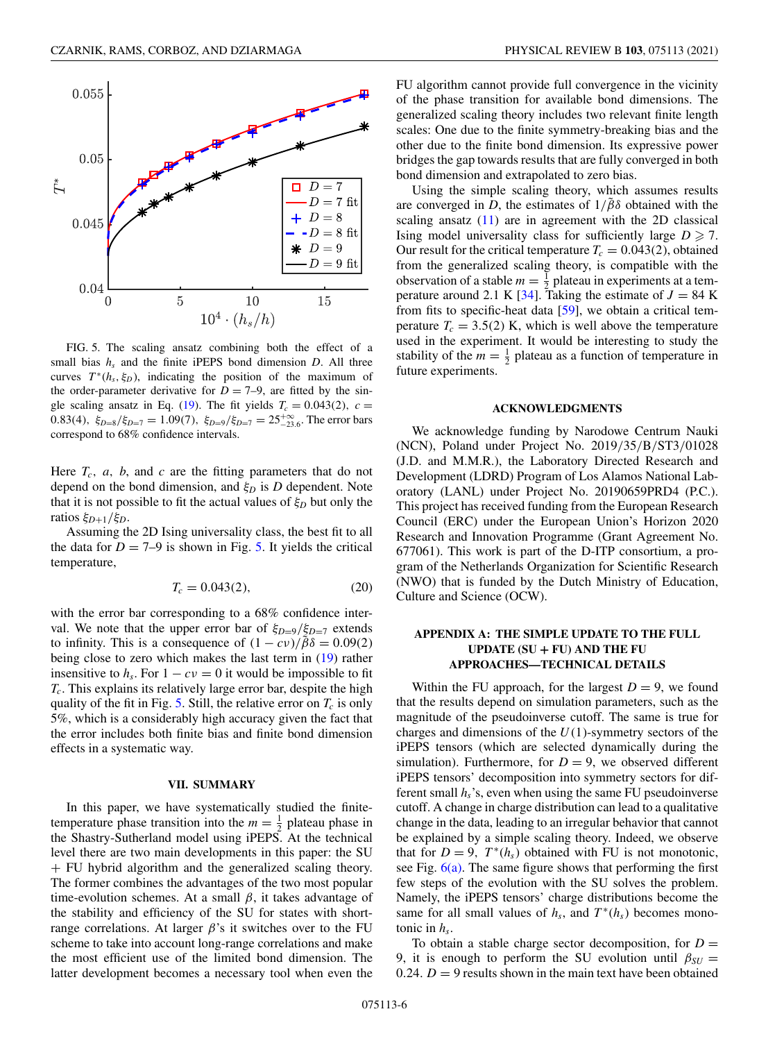FIG. 5. The scaling ansatz combining both the effect of a small bias $h_s$ and the finite iPEPS bond dimension $D$. All three curves $T^*(h_s, \xi_D)$, indicating the position of the maximum of the order-parameter derivative for $D = 7$–9, are fitted by the single scaling ansatz in Eq. (19). The fit yields $T_c = 0.043(2)$, $c = 0.83(4)$, $\xi_{D=8}/\xi_{D=7} = 1.09(7)$, $\xi_{D=9}/\xi_{D=7} = 25^{+\infty}_{-23.6}$. The error bars correspond to 68% confidence intervals.

Here $T_c$, $a$, $b$, and $c$ are the fitting parameters that do not depend on the bond dimension, and $\xi_D$ is $D$ dependent. Note that it is not possible to fit the actual values of $\xi_D$ but only the ratios $\xi_{D+1}/\xi_D$.

Assuming the 2D Ising universality class, the best fit to all the data for $D = 7$–9 is shown in Fig. 5. It yields the critical temperature,

$$T_c = 0.043(2), \tag{20}$$

with the error bar corresponding to a 68% confidence interval. We note that the upper error bar of $\xi_{D=9}/\xi_{D=7}$ extends to infinity. This is a consequence of $(1 - c\nu)/\tilde{\beta}\delta = 0.09(2)$ being close to zero which makes the last term in (19) rather insensitive to $h_s$. For $1 - c\nu = 0$ it would be impossible to fit $T_c$. This explains its relatively large error bar, despite the high quality of the fit in Fig. 5. Still, the relative error on $T_c$ is only 5%, which is a considerably high accuracy given the fact that the error includes both finite bias and finite bond dimension effects in a systematic way.

## VII. SUMMARY

In this paper, we have systematically studied the finite-temperature phase transition into the $m = \frac{1}{2}$ plateau phase in the Shastry-Sutherland model using iPEPS. At the technical level there are two main developments in this paper: the SU + FU hybrid algorithm and the generalized scaling theory. The former combines the advantages of the two most popular time-evolution schemes. At a small $\beta$, it takes advantage of the stability and efficiency of the SU for states with short-range correlations. At larger $\beta$'s it switches over to the FU scheme to take into account long-range correlations and make the most efficient use of the limited bond dimension. The latter development becomes a necessary tool when even the FU algorithm cannot provide full convergence in the vicinity of the phase transition for available bond dimensions. The generalized scaling theory includes two relevant finite length scales: One due to the finite symmetry-breaking bias and the other due to the finite bond dimension. Its expressive power bridges the gap towards results that are fully converged in both bond dimension and extrapolated to zero bias.

Using the simple scaling theory, which assumes results are converged in $D$, the estimates of $1/\tilde{\beta}\delta$ obtained with the scaling ansatz (11) are in agreement with the 2D classical Ising model universality class for sufficiently large $D \geqslant 7$. Our result for the critical temperature $T_c = 0.043(2)$, obtained from the generalized scaling theory, is compatible with the observation of a stable $m = \frac{1}{2}$ plateau in experiments at a temperature around 2.1 K [34]. Taking the estimate of $J = 84$ K from fits to specific-heat data [59], we obtain a critical temperature $T_c = 3.5(2)$ K, which is well above the temperature used in the experiment. It would be interesting to study the stability of the $m = \frac{1}{2}$ plateau as a function of temperature in future experiments.

## ACKNOWLEDGMENTS

We acknowledge funding by Narodowe Centrum Nauki (NCN), Poland under Project No. 2019/35/B/ST3/01028 (J.D. and M.M.R.), the Laboratory Directed Research and Development (LDRD) Program of Los Alamos National Laboratory (LANL) under Project No. 20190659PRD4 (P.C.). This project has received funding from the European Research Council (ERC) under the European Union's Horizon 2020 Research and Innovation Programme (Grant Agreement No. 677061). This work is part of the D-ITP consortium, a program of the Netherlands Organization for Scientific Research (NWO) that is funded by the Dutch Ministry of Education, Culture and Science (OCW).

## APPENDIX A: THE SIMPLE UPDATE TO THE FULL UPDATE (SU + FU) AND THE FU APPROACHES—TECHNICAL DETAILS

Within the FU approach, for the largest $D = 9$, we found that the results depend on simulation parameters, such as the magnitude of the pseudoinverse cutoff. The same is true for charges and dimensions of the $U(1)$-symmetry sectors of the iPEPS tensors (which are selected dynamically during the simulation). Furthermore, for $D = 9$, we observed different iPEPS tensors' decomposition into symmetry sectors for different small $h_s$'s, even when using the same FU pseudoinverse cutoff. A change in charge distribution can lead to a qualitative change in the data, leading to an irregular behavior that cannot be explained by a simple scaling theory. Indeed, we observe that for $D = 9$, $T^*(h_s)$ obtained with FU is not monotonic, see Fig. 6(a). The same figure shows that performing the first few steps of the evolution with the SU solves the problem. Namely, the iPEPS tensors' charge distributions become the same for all small values of $h_s$, and $T^*(h_s)$ becomes monotonic in $h_s$.

To obtain a stable charge sector decomposition, for $D = 9$, it is enough to perform the SU evolution until $\beta_{SU} = 0.24$. $D = 9$ results shown in the main text have been obtained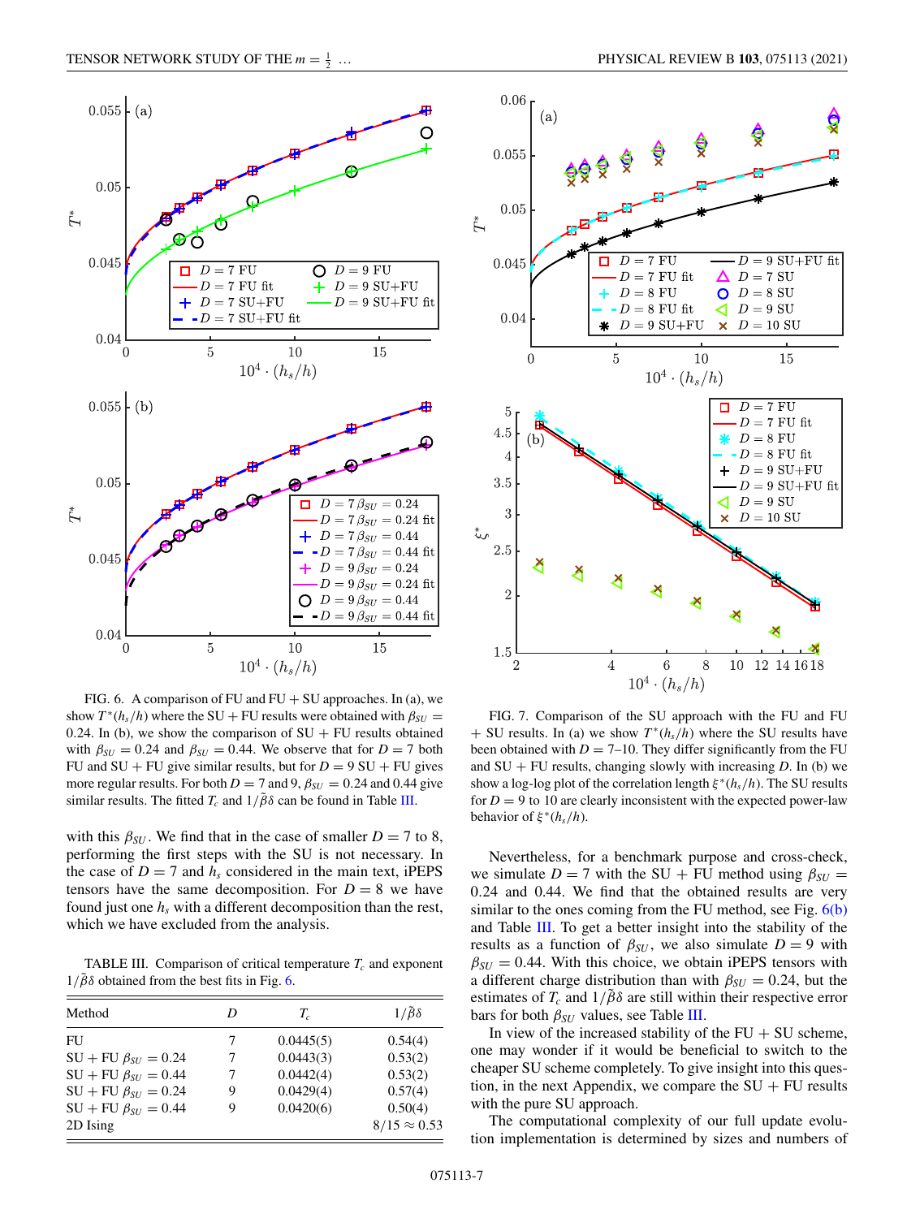FIG. 6. A comparison of FU and FU + SU approaches. In (a), we show $T^*(h_s/h)$ where the SU + FU results were obtained with $\beta_{SU} = 0.24$. In (b), we show the comparison of SU + FU results obtained with $\beta_{SU} = 0.24$ and $\beta_{SU} = 0.44$. We observe that for $D = 7$ both FU and SU + FU give similar results, but for $D = 9$ SU + FU gives more regular results. For both $D = 7$ and 9, $\beta_{SU} = 0.24$ and 0.44 give similar results. The fitted $T_c$ and $1/\tilde{\beta}\delta$ can be found in Table III.

with this $\beta_{SU}$. We find that in the case of smaller $D = 7$ to 8, performing the first steps with the SU is not necessary. In the case of $D = 7$ and $h_s$ considered in the main text, iPEPS tensors have the same decomposition. For $D = 8$ we have found just one $h_s$ with a different decomposition than the rest, which we have excluded from the analysis.

TABLE III. Comparison of critical temperature $T_c$ and exponent $1/\tilde{\beta}\delta$ obtained from the best fits in Fig. 6.

| Method | $D$ | $T_c$ | $1/\tilde{\beta}\delta$ |
|---|---|---|---|
| FU | 7 | 0.0445(5) | 0.54(4) |
| SU + FU $\beta_{SU} = 0.24$ | 7 | 0.0443(3) | 0.53(2) |
| SU + FU $\beta_{SU} = 0.44$ | 7 | 0.0442(4) | 0.53(2) |
| SU + FU $\beta_{SU} = 0.24$ | 9 | 0.0429(4) | 0.57(4) |
| SU + FU $\beta_{SU} = 0.44$ | 9 | 0.0420(6) | 0.50(4) |
| 2D Ising | | | $8/15 \approx 0.53$ |

FIG. 7. Comparison of the SU approach with the FU and FU + SU results. In (a) we show $T^*(h_s/h)$ where the SU results have been obtained with $D = 7$–10. They differ significantly from the FU and SU + FU results, changing slowly with increasing $D$. In (b) we show a log-log plot of the correlation length $\xi^*(h_s/h)$. The SU results for $D = 9$ to 10 are clearly inconsistent with the expected power-law behavior of $\xi^*(h_s/h)$.

Nevertheless, for a benchmark purpose and cross-check, we simulate $D = 7$ with the SU + FU method using $\beta_{SU} = 0.24$ and 0.44. We find that the obtained results are very similar to the ones coming from the FU method, see Fig. 6(b) and Table III. To get a better insight into the stability of the results as a function of $\beta_{SU}$, we also simulate $D = 9$ with $\beta_{SU} = 0.44$. With this choice, we obtain iPEPS tensors with a different charge distribution than with $\beta_{SU} = 0.24$, but the estimates of $T_c$ and $1/\tilde{\beta}\delta$ are still within their respective error bars for both $\beta_{SU}$ values, see Table III.

In view of the increased stability of the FU + SU scheme, one may wonder if it would be beneficial to switch to the cheaper SU scheme completely. To give insight into this question, in the next Appendix, we compare the SU + FU results with the pure SU approach.

The computational complexity of our full update evolution implementation is determined by sizes and numbers of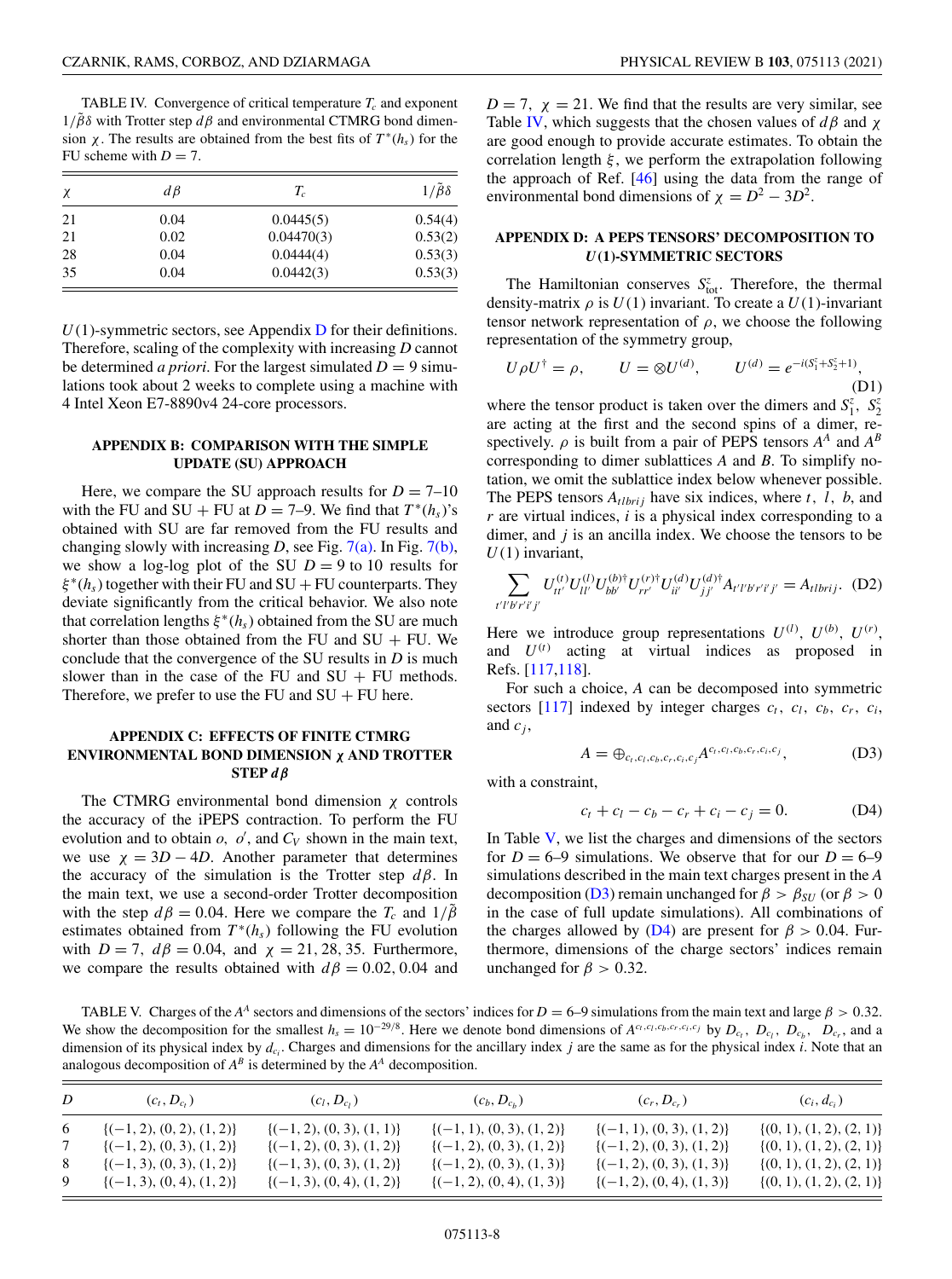TABLE IV. Convergence of critical temperature $T_c$ and exponent $1/\tilde{\beta}\delta$ with Trotter step $d\beta$ and environmental CTMRG bond dimension $\chi$. The results are obtained from the best fits of $T^*(h_s)$ for the FU scheme with $D = 7$.

| $\chi$ | $d\beta$ | $T_c$ | $1/\tilde{\beta}\delta$ |
|---|---|---|---|
| 21 | 0.04 | 0.0445(5) | 0.54(4) |
| 21 | 0.02 | 0.04470(3) | 0.53(2) |
| 28 | 0.04 | 0.0444(4) | 0.53(3) |
| 35 | 0.04 | 0.0442(3) | 0.53(3) |

$U(1)$-symmetric sectors, see Appendix D for their definitions. Therefore, scaling of the complexity with increasing $D$ cannot be determined *a priori*. For the largest simulated $D = 9$ simulations took about 2 weeks to complete using a machine with 4 Intel Xeon E7-8890v4 24-core processors.

## APPENDIX B: COMPARISON WITH THE SIMPLE UPDATE (SU) APPROACH

Here, we compare the SU approach results for $D = 7$–$10$ with the FU and SU + FU at $D = 7$–$9$. We find that $T^*(h_s)$'s obtained with SU are far removed from the FU results and changing slowly with increasing $D$, see Fig. 7(a). In Fig. 7(b), we show a log-log plot of the SU $D = 9$ to 10 results for $\xi^*(h_s)$ together with their FU and SU + FU counterparts. They deviate significantly from the critical behavior. We also note that correlation lengths $\xi^*(h_s)$ obtained from the SU are much shorter than those obtained from the FU and SU + FU. We conclude that the convergence of the SU results in $D$ is much slower than in the case of the FU and SU + FU methods. Therefore, we prefer to use the FU and SU + FU here.

## APPENDIX C: EFFECTS OF FINITE CTMRG ENVIRONMENTAL BOND DIMENSION $\chi$ AND TROTTER STEP $d\beta$

The CTMRG environmental bond dimension $\chi$ controls the accuracy of the iPEPS contraction. To perform the FU evolution and to obtain $o$, $o'$, and $C_V$ shown in the main text, we use $\chi = 3D - 4D$. Another parameter that determines the accuracy of the simulation is the Trotter step $d\beta$. In the main text, we use a second-order Trotter decomposition with the step $d\beta = 0.04$. Here we compare the $T_c$ and $1/\tilde{\beta}$ estimates obtained from $T^*(h_s)$ following the FU evolution with $D = 7$, $d\beta = 0.04$, and $\chi = 21, 28, 35$. Furthermore, we compare the results obtained with $d\beta = 0.02, 0.04$ and $D = 7$, $\chi = 21$. We find that the results are very similar, see Table IV, which suggests that the chosen values of $d\beta$ and $\chi$ are good enough to provide accurate estimates. To obtain the correlation length $\xi$, we perform the extrapolation following the approach of Ref. [46] using the data from the range of environmental bond dimensions of $\chi = D^2 - 3D^2$.

## APPENDIX D: A PEPS TENSORS' DECOMPOSITION TO $U(1)$-SYMMETRIC SECTORS

The Hamiltonian conserves $S^z_{\rm tot}$. Therefore, the thermal density-matrix $\rho$ is $U(1)$ invariant. To create a $U(1)$-invariant tensor network representation of $\rho$, we choose the following representation of the symmetry group,

$$U\rho U^\dagger = \rho, \qquad U = \otimes U^{(d)}, \qquad U^{(d)} = e^{-i(S^z_1 + S^z_2 + 1)}, \tag{D1}$$

where the tensor product is taken over the dimers and $S^z_1$, $S^z_2$ are acting at the first and the second spins of a dimer, respectively. $\rho$ is built from a pair of PEPS tensors $A^A$ and $A^B$ corresponding to dimer sublattices $A$ and $B$. To simplify notation, we omit the sublattice index below whenever possible. The PEPS tensors $A_{tlbrij}$ have six indices, where $t$, $l$, $b$, and $r$ are virtual indices, $i$ is a physical index corresponding to a dimer, and $j$ is an ancilla index. We choose the tensors to be $U(1)$ invariant,

$$\sum_{t'l'b'r'i'j'} U^{(t)}_{tt'} U^{(l)}_{ll'} U^{(b)\dagger}_{bb'} U^{(r)\dagger}_{rr'} U^{(d)}_{ii'} U^{(d)\dagger}_{jj'} A_{t'l'b'r'i'j'} = A_{tlbrij}. \tag{D2}$$

Here we introduce group representations $U^{(l)}$, $U^{(b)}$, $U^{(r)}$, and $U^{(t)}$ acting at virtual indices as proposed in Refs. [117,118].

For such a choice, $A$ can be decomposed into symmetric sectors [117] indexed by integer charges $c_t$, $c_l$, $c_b$, $c_r$, $c_i$, and $c_j$,

$$A = \oplus_{c_t, c_l, c_b, c_r, c_i, c_j} A^{c_t, c_l, c_b, c_r, c_i, c_j}, \tag{D3}$$

with a constraint,

$$c_t + c_l - c_b - c_r + c_i - c_j = 0. \tag{D4}$$

In Table V, we list the charges and dimensions of the sectors for $D = 6$–$9$ simulations. We observe that for our $D = 6$–$9$ simulations described in the main text charges present in the $A$ decomposition (D3) remain unchanged for $\beta > \beta_{SU}$ (or $\beta > 0$ in the case of full update simulations). All combinations of the charges allowed by (D4) are present for $\beta > 0.04$. Furthermore, dimensions of the charge sectors' indices remain unchanged for $\beta > 0.32$.

TABLE V. Charges of the $A^A$ sectors and dimensions of the sectors' indices for $D = 6$–$9$ simulations from the main text and large $\beta > 0.32$. We show the decomposition for the smallest $h_s = 10^{-29/8}$. Here we denote bond dimensions of $A^{c_t, c_l, c_b, c_r, c_i, c_j}$ by $D_{c_t}$, $D_{c_l}$, $D_{c_b}$, $D_{c_r}$, and a dimension of its physical index by $d_{c_i}$. Charges and dimensions for the ancillary index $j$ are the same as for the physical index $i$. Note that an analogous decomposition of $A^B$ is determined by the $A^A$ decomposition.

| $D$ | $(c_t, D_{c_t})$ | $(c_l, D_{c_l})$ | $(c_b, D_{c_b})$ | $(c_r, D_{c_r})$ | $(c_i, d_{c_i})$ |
|---|---|---|---|---|---|
| 6 | $\{(-1, 2), (0, 2), (1, 2)\}$ | $\{(-1, 2), (0, 3), (1, 1)\}$ | $\{(-1, 1), (0, 3), (1, 2)\}$ | $\{(-1, 1), (0, 3), (1, 2)\}$ | $\{(0, 1), (1, 2), (2, 1)\}$ |
| 7 | $\{(-1, 2), (0, 3), (1, 2)\}$ | $\{(-1, 2), (0, 3), (1, 2)\}$ | $\{(-1, 2), (0, 3), (1, 2)\}$ | $\{(-1, 2), (0, 3), (1, 2)\}$ | $\{(0, 1), (1, 2), (2, 1)\}$ |
| 8 | $\{(-1, 3), (0, 3), (1, 2)\}$ | $\{(-1, 3), (0, 3), (1, 2)\}$ | $\{(-1, 2), (0, 3), (1, 3)\}$ | $\{(-1, 2), (0, 3), (1, 3)\}$ | $\{(0, 1), (1, 2), (2, 1)\}$ |
| 9 | $\{(-1, 3), (0, 4), (1, 2)\}$ | $\{(-1, 3), (0, 4), (1, 2)\}$ | $\{(-1, 2), (0, 4), (1, 3)\}$ | $\{(-1, 2), (0, 4), (1, 3)\}$ | $\{(0, 1), (1, 2), (2, 1)\}$ |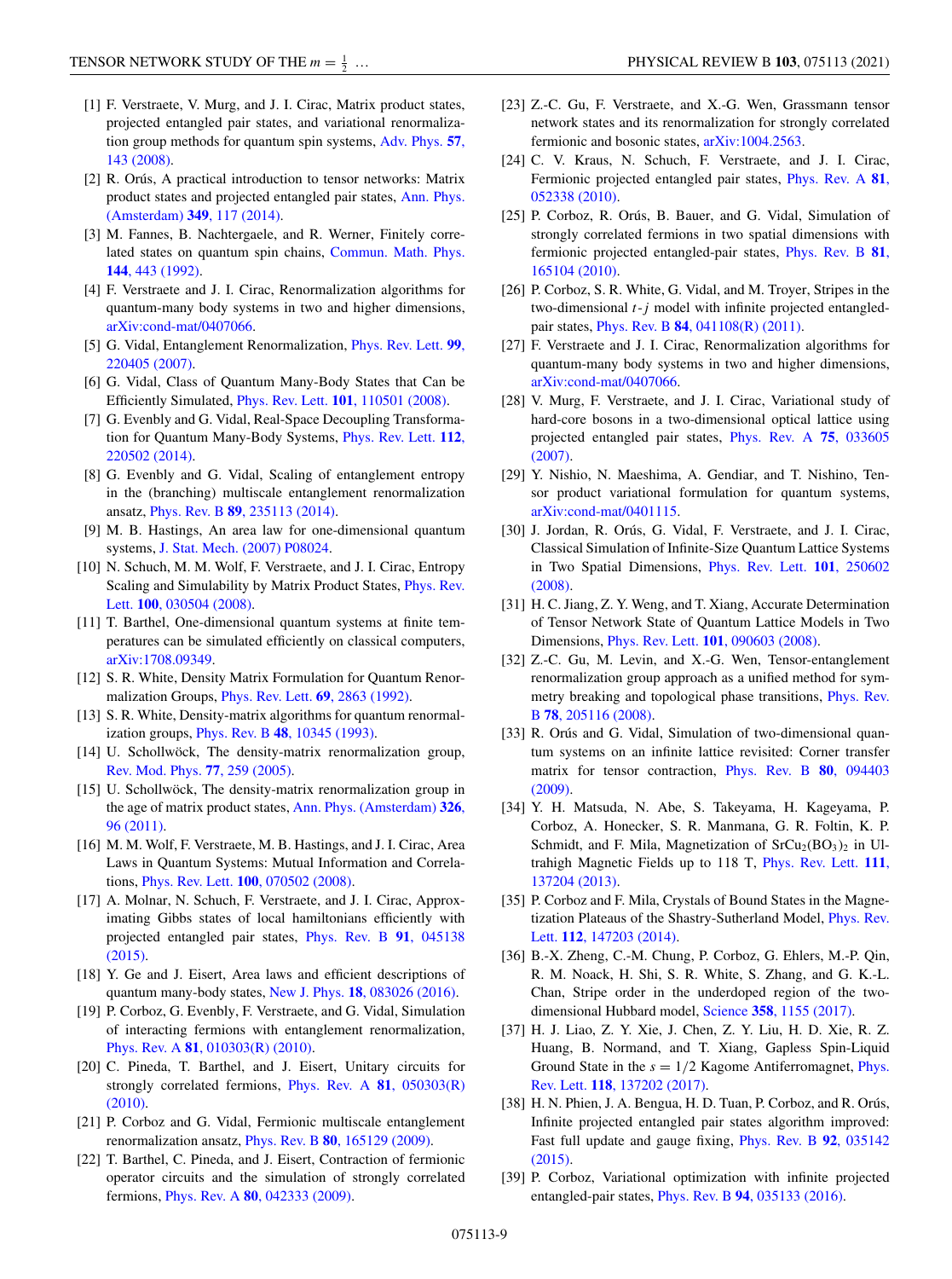[1] F. Verstraete, V. Murg, and J. I. Cirac, Matrix product states, projected entangled pair states, and variational renormalization group methods for quantum spin systems, Adv. Phys. **57**, 143 (2008).

[2] R. Orús, A practical introduction to tensor networks: Matrix product states and projected entangled pair states, Ann. Phys. (Amsterdam) **349**, 117 (2014).

[3] M. Fannes, B. Nachtergaele, and R. Werner, Finitely correlated states on quantum spin chains, Commun. Math. Phys. **144**, 443 (1992).

[4] F. Verstraete and J. I. Cirac, Renormalization algorithms for quantum-many body systems in two and higher dimensions, arXiv:cond-mat/0407066.

[5] G. Vidal, Entanglement Renormalization, Phys. Rev. Lett. **99**, 220405 (2007).

[6] G. Vidal, Class of Quantum Many-Body States that Can be Efficiently Simulated, Phys. Rev. Lett. **101**, 110501 (2008).

[7] G. Evenbly and G. Vidal, Real-Space Decoupling Transformation for Quantum Many-Body Systems, Phys. Rev. Lett. **112**, 220502 (2014).

[8] G. Evenbly and G. Vidal, Scaling of entanglement entropy in the (branching) multiscale entanglement renormalization ansatz, Phys. Rev. B **89**, 235113 (2014).

[9] M. B. Hastings, An area law for one-dimensional quantum systems, J. Stat. Mech. (2007) P08024.

[10] N. Schuch, M. M. Wolf, F. Verstraete, and J. I. Cirac, Entropy Scaling and Simulability by Matrix Product States, Phys. Rev. Lett. **100**, 030504 (2008).

[11] T. Barthel, One-dimensional quantum systems at finite temperatures can be simulated efficiently on classical computers, arXiv:1708.09349.

[12] S. R. White, Density Matrix Formulation for Quantum Renormalization Groups, Phys. Rev. Lett. **69**, 2863 (1992).

[13] S. R. White, Density-matrix algorithms for quantum renormalization groups, Phys. Rev. B **48**, 10345 (1993).

[14] U. Schollwöck, The density-matrix renormalization group, Rev. Mod. Phys. **77**, 259 (2005).

[15] U. Schollwöck, The density-matrix renormalization group in the age of matrix product states, Ann. Phys. (Amsterdam) **326**, 96 (2011).

[16] M. M. Wolf, F. Verstraete, M. B. Hastings, and J. I. Cirac, Area Laws in Quantum Systems: Mutual Information and Correlations, Phys. Rev. Lett. **100**, 070502 (2008).

[17] A. Molnar, N. Schuch, F. Verstraete, and J. I. Cirac, Approximating Gibbs states of local hamiltonians efficiently with projected entangled pair states, Phys. Rev. B **91**, 045138 (2015).

[18] Y. Ge and J. Eisert, Area laws and efficient descriptions of quantum many-body states, New J. Phys. **18**, 083026 (2016).

[19] P. Corboz, G. Evenbly, F. Verstraete, and G. Vidal, Simulation of interacting fermions with entanglement renormalization, Phys. Rev. A **81**, 010303(R) (2010).

[20] C. Pineda, T. Barthel, and J. Eisert, Unitary circuits for strongly correlated fermions, Phys. Rev. A **81**, 050303(R) (2010).

[21] P. Corboz and G. Vidal, Fermionic multiscale entanglement renormalization ansatz, Phys. Rev. B **80**, 165129 (2009).

[22] T. Barthel, C. Pineda, and J. Eisert, Contraction of fermionic operator circuits and the simulation of strongly correlated fermions, Phys. Rev. A **80**, 042333 (2009).

[23] Z.-C. Gu, F. Verstraete, and X.-G. Wen, Grassmann tensor network states and its renormalization for strongly correlated fermionic and bosonic states, arXiv:1004.2563.

[24] C. V. Kraus, N. Schuch, F. Verstraete, and J. I. Cirac, Fermionic projected entangled pair states, Phys. Rev. A **81**, 052338 (2010).

[25] P. Corboz, R. Orús, B. Bauer, and G. Vidal, Simulation of strongly correlated fermions in two spatial dimensions with fermionic projected entangled-pair states, Phys. Rev. B **81**, 165104 (2010).

[26] P. Corboz, S. R. White, G. Vidal, and M. Troyer, Stripes in the two-dimensional $t$-$j$ model with infinite projected entangled-pair states, Phys. Rev. B **84**, 041108(R) (2011).

[27] F. Verstraete and J. I. Cirac, Renormalization algorithms for quantum-many body systems in two and higher dimensions, arXiv:cond-mat/0407066.

[28] V. Murg, F. Verstraete, and J. I. Cirac, Variational study of hard-core bosons in a two-dimensional optical lattice using projected entangled pair states, Phys. Rev. A **75**, 033605 (2007).

[29] Y. Nishio, N. Maeshima, A. Gendiar, and T. Nishino, Tensor product variational formulation for quantum systems, arXiv:cond-mat/0401115.

[30] J. Jordan, R. Orús, G. Vidal, F. Verstraete, and J. I. Cirac, Classical Simulation of Infinite-Size Quantum Lattice Systems in Two Spatial Dimensions, Phys. Rev. Lett. **101**, 250602 (2008).

[31] H. C. Jiang, Z. Y. Weng, and T. Xiang, Accurate Determination of Tensor Network State of Quantum Lattice Models in Two Dimensions, Phys. Rev. Lett. **101**, 090603 (2008).

[32] Z.-C. Gu, M. Levin, and X.-G. Wen, Tensor-entanglement renormalization group approach as a unified method for symmetry breaking and topological phase transitions, Phys. Rev. B **78**, 205116 (2008).

[33] R. Orús and G. Vidal, Simulation of two-dimensional quantum systems on an infinite lattice revisited: Corner transfer matrix for tensor contraction, Phys. Rev. B **80**, 094403 (2009).

[34] Y. H. Matsuda, N. Abe, S. Takeyama, H. Kageyama, P. Corboz, A. Honecker, S. R. Manmana, G. R. Foltin, K. P. Schmidt, and F. Mila, Magnetization of $SrCu_2(BO_3)_2$ in Ultrahigh Magnetic Fields up to 118 T, Phys. Rev. Lett. **111**, 137204 (2013).

[35] P. Corboz and F. Mila, Crystals of Bound States in the Magnetization Plateaus of the Shastry-Sutherland Model, Phys. Rev. Lett. **112**, 147203 (2014).

[36] B.-X. Zheng, C.-M. Chung, P. Corboz, G. Ehlers, M.-P. Qin, R. M. Noack, H. Shi, S. R. White, S. Zhang, and G. K.-L. Chan, Stripe order in the underdoped region of the two-dimensional Hubbard model, Science **358**, 1155 (2017).

[37] H. J. Liao, Z. Y. Xie, J. Chen, Z. Y. Liu, H. D. Xie, R. Z. Huang, B. Normand, and T. Xiang, Gapless Spin-Liquid Ground State in the $s = 1/2$ Kagome Antiferromagnet, Phys. Rev. Lett. **118**, 137202 (2017).

[38] H. N. Phien, J. A. Bengua, H. D. Tuan, P. Corboz, and R. Orús, Infinite projected entangled pair states algorithm improved: Fast full update and gauge fixing, Phys. Rev. B **92**, 035142 (2015).

[39] P. Corboz, Variational optimization with infinite projected entangled-pair states, Phys. Rev. B **94**, 035133 (2016).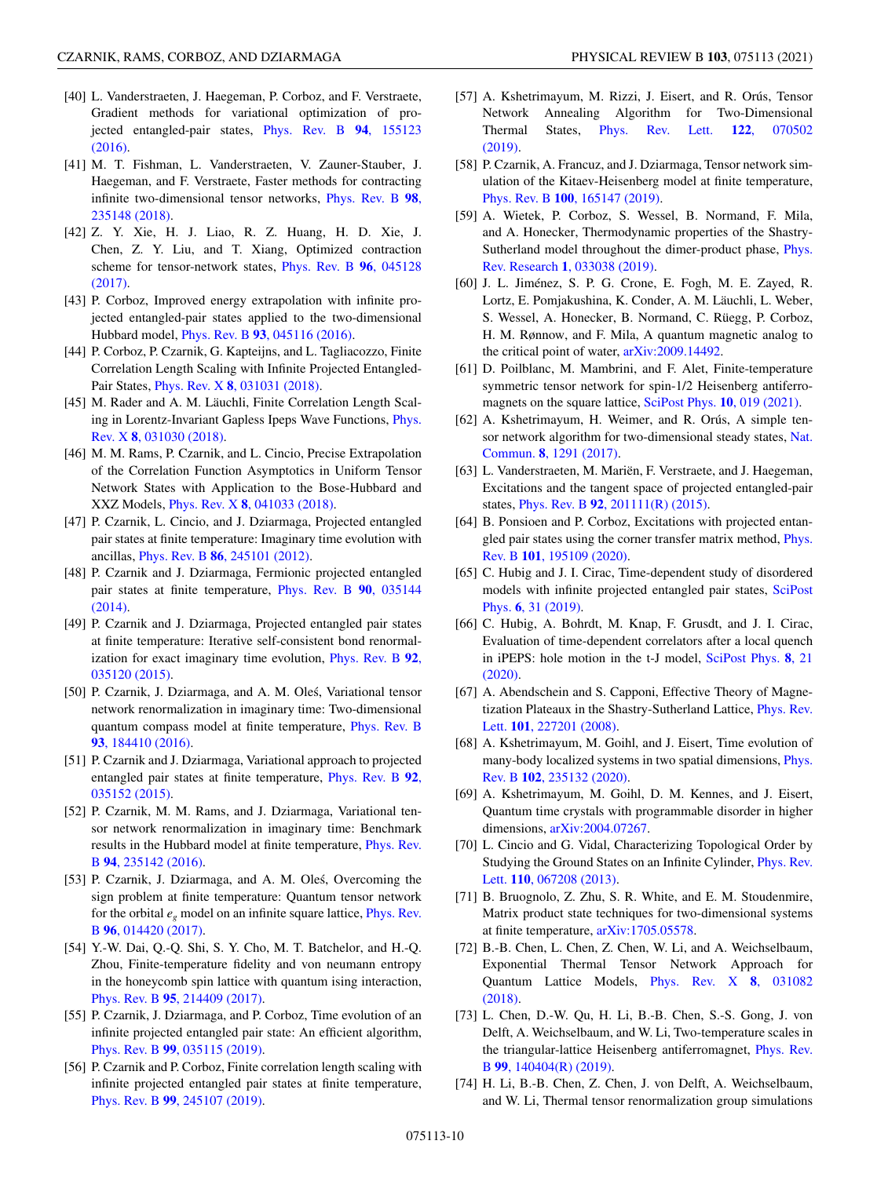[40] L. Vanderstraeten, J. Haegeman, P. Corboz, and F. Verstraete, Gradient methods for variational optimization of projected entangled-pair states, Phys. Rev. B **94**, 155123 (2016).

[41] M. T. Fishman, L. Vanderstraeten, V. Zauner-Stauber, J. Haegeman, and F. Verstraete, Faster methods for contracting infinite two-dimensional tensor networks, Phys. Rev. B **98**, 235148 (2018).

[42] Z. Y. Xie, H. J. Liao, R. Z. Huang, H. D. Xie, J. Chen, Z. Y. Liu, and T. Xiang, Optimized contraction scheme for tensor-network states, Phys. Rev. B **96**, 045128 (2017).

[43] P. Corboz, Improved energy extrapolation with infinite projected entangled-pair states applied to the two-dimensional Hubbard model, Phys. Rev. B **93**, 045116 (2016).

[44] P. Corboz, P. Czarnik, G. Kapteijns, and L. Tagliacozzo, Finite Correlation Length Scaling with Infinite Projected Entangled-Pair States, Phys. Rev. X **8**, 031031 (2018).

[45] M. Rader and A. M. Läuchli, Finite Correlation Length Scaling in Lorentz-Invariant Gapless Ipeps Wave Functions, Phys. Rev. X **8**, 031030 (2018).

[46] M. M. Rams, P. Czarnik, and L. Cincio, Precise Extrapolation of the Correlation Function Asymptotics in Uniform Tensor Network States with Application to the Bose-Hubbard and XXZ Models, Phys. Rev. X **8**, 041033 (2018).

[47] P. Czarnik, L. Cincio, and J. Dziarmaga, Projected entangled pair states at finite temperature: Imaginary time evolution with ancillas, Phys. Rev. B **86**, 245101 (2012).

[48] P. Czarnik and J. Dziarmaga, Fermionic projected entangled pair states at finite temperature, Phys. Rev. B **90**, 035144 (2014).

[49] P. Czarnik and J. Dziarmaga, Projected entangled pair states at finite temperature: Iterative self-consistent bond renormalization for exact imaginary time evolution, Phys. Rev. B **92**, 035120 (2015).

[50] P. Czarnik, J. Dziarmaga, and A. M. Oleś, Variational tensor network renormalization in imaginary time: Two-dimensional quantum compass model at finite temperature, Phys. Rev. B **93**, 184410 (2016).

[51] P. Czarnik and J. Dziarmaga, Variational approach to projected entangled pair states at finite temperature, Phys. Rev. B **92**, 035152 (2015).

[52] P. Czarnik, M. M. Rams, and J. Dziarmaga, Variational tensor network renormalization in imaginary time: Benchmark results in the Hubbard model at finite temperature, Phys. Rev. B **94**, 235142 (2016).

[53] P. Czarnik, J. Dziarmaga, and A. M. Oleś, Overcoming the sign problem at finite temperature: Quantum tensor network for the orbital $e_g$ model on an infinite square lattice, Phys. Rev. B **96**, 014420 (2017).

[54] Y.-W. Dai, Q.-Q. Shi, S. Y. Cho, M. T. Batchelor, and H.-Q. Zhou, Finite-temperature fidelity and von neumann entropy in the honeycomb spin lattice with quantum ising interaction, Phys. Rev. B **95**, 214409 (2017).

[55] P. Czarnik, J. Dziarmaga, and P. Corboz, Time evolution of an infinite projected entangled pair state: An efficient algorithm, Phys. Rev. B **99**, 035115 (2019).

[56] P. Czarnik and P. Corboz, Finite correlation length scaling with infinite projected entangled pair states at finite temperature, Phys. Rev. B **99**, 245107 (2019).

[57] A. Kshetrimayum, M. Rizzi, J. Eisert, and R. Orús, Tensor Network Annealing Algorithm for Two-Dimensional Thermal States, Phys. Rev. Lett. **122**, 070502 (2019).

[58] P. Czarnik, A. Francuz, and J. Dziarmaga, Tensor network simulation of the Kitaev-Heisenberg model at finite temperature, Phys. Rev. B **100**, 165147 (2019).

[59] A. Wietek, P. Corboz, S. Wessel, B. Normand, F. Mila, and A. Honecker, Thermodynamic properties of the Shastry-Sutherland model throughout the dimer-product phase, Phys. Rev. Research **1**, 033038 (2019).

[60] J. L. Jiménez, S. P. G. Crone, E. Fogh, M. E. Zayed, R. Lortz, E. Pomjakushina, K. Conder, A. M. Läuchli, L. Weber, S. Wessel, A. Honecker, B. Normand, C. Rüegg, P. Corboz, H. M. Rønnow, and F. Mila, A quantum magnetic analog to the critical point of water, arXiv:2009.14492.

[61] D. Poilblanc, M. Mambrini, and F. Alet, Finite-temperature symmetric tensor network for spin-1/2 Heisenberg antiferromagnets on the square lattice, SciPost Phys. **10**, 019 (2021).

[62] A. Kshetrimayum, H. Weimer, and R. Orús, A simple tensor network algorithm for two-dimensional steady states, Nat. Commun. **8**, 1291 (2017).

[63] L. Vanderstraeten, M. Mariën, F. Verstraete, and J. Haegeman, Excitations and the tangent space of projected entangled-pair states, Phys. Rev. B **92**, 201111(R) (2015).

[64] B. Ponsioen and P. Corboz, Excitations with projected entangled pair states using the corner transfer matrix method, Phys. Rev. B **101**, 195109 (2020).

[65] C. Hubig and J. I. Cirac, Time-dependent study of disordered models with infinite projected entangled pair states, SciPost Phys. **6**, 31 (2019).

[66] C. Hubig, A. Bohrdt, M. Knap, F. Grusdt, and J. I. Cirac, Evaluation of time-dependent correlators after a local quench in iPEPS: hole motion in the t-J model, SciPost Phys. **8**, 21 (2020).

[67] A. Abendschein and S. Capponi, Effective Theory of Magnetization Plateaux in the Shastry-Sutherland Lattice, Phys. Rev. Lett. **101**, 227201 (2008).

[68] A. Kshetrimayum, M. Goihl, and J. Eisert, Time evolution of many-body localized systems in two spatial dimensions, Phys. Rev. B **102**, 235132 (2020).

[69] A. Kshetrimayum, M. Goihl, D. M. Kennes, and J. Eisert, Quantum time crystals with programmable disorder in higher dimensions, arXiv:2004.07267.

[70] L. Cincio and G. Vidal, Characterizing Topological Order by Studying the Ground States on an Infinite Cylinder, Phys. Rev. Lett. **110**, 067208 (2013).

[71] B. Bruognolo, Z. Zhu, S. R. White, and E. M. Stoudenmire, Matrix product state techniques for two-dimensional systems at finite temperature, arXiv:1705.05578.

[72] B.-B. Chen, L. Chen, Z. Chen, W. Li, and A. Weichselbaum, Exponential Thermal Tensor Network Approach for Quantum Lattice Models, Phys. Rev. X **8**, 031082 (2018).

[73] L. Chen, D.-W. Qu, H. Li, B.-B. Chen, S.-S. Gong, J. von Delft, A. Weichselbaum, and W. Li, Two-temperature scales in the triangular-lattice Heisenberg antiferromagnet, Phys. Rev. B **99**, 140404(R) (2019).

[74] H. Li, B.-B. Chen, Z. Chen, J. von Delft, A. Weichselbaum, and W. Li, Thermal tensor renormalization group simulations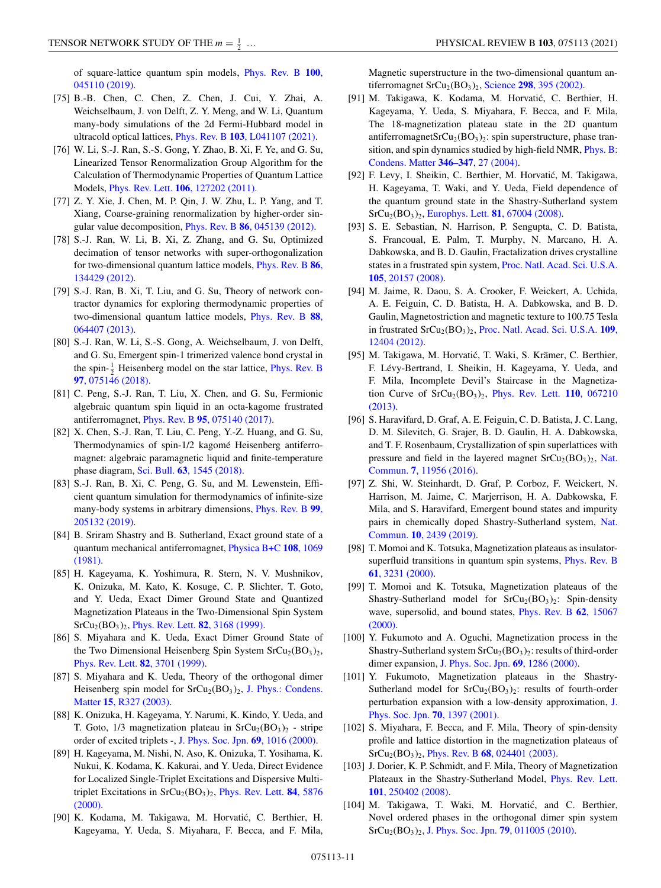of square-lattice quantum spin models, Phys. Rev. B **100**, 045110 (2019).

[75] B.-B. Chen, C. Chen, Z. Chen, J. Cui, Y. Zhai, A. Weichselbaum, J. von Delft, Z. Y. Meng, and W. Li, Quantum many-body simulations of the 2d Fermi-Hubbard model in ultracold optical lattices, Phys. Rev. B **103**, L041107 (2021).

[76] W. Li, S.-J. Ran, S.-S. Gong, Y. Zhao, B. Xi, F. Ye, and G. Su, Linearized Tensor Renormalization Group Algorithm for the Calculation of Thermodynamic Properties of Quantum Lattice Models, Phys. Rev. Lett. **106**, 127202 (2011).

[77] Z. Y. Xie, J. Chen, M. P. Qin, J. W. Zhu, L. P. Yang, and T. Xiang, Coarse-graining renormalization by higher-order singular value decomposition, Phys. Rev. B **86**, 045139 (2012).

[78] S.-J. Ran, W. Li, B. Xi, Z. Zhang, and G. Su, Optimized decimation of tensor networks with super-orthogonalization for two-dimensional quantum lattice models, Phys. Rev. B **86**, 134429 (2012).

[79] S.-J. Ran, B. Xi, T. Liu, and G. Su, Theory of network contractor dynamics for exploring thermodynamic properties of two-dimensional quantum lattice models, Phys. Rev. B **88**, 064407 (2013).

[80] S.-J. Ran, W. Li, S.-S. Gong, A. Weichselbaum, J. von Delft, and G. Su, Emergent spin-1 trimerized valence bond crystal in the spin-$\frac{1}{2}$ Heisenberg model on the star lattice, Phys. Rev. B **97**, 075146 (2018).

[81] C. Peng, S.-J. Ran, T. Liu, X. Chen, and G. Su, Fermionic algebraic quantum spin liquid in an octa-kagome frustrated antiferromagnet, Phys. Rev. B **95**, 075140 (2017).

[82] X. Chen, S.-J. Ran, T. Liu, C. Peng, Y.-Z. Huang, and G. Su, Thermodynamics of spin-1/2 kagomé Heisenberg antiferromagnet: algebraic paramagnetic liquid and finite-temperature phase diagram, Sci. Bull. **63**, 1545 (2018).

[83] S.-J. Ran, B. Xi, C. Peng, G. Su, and M. Lewenstein, Efficient quantum simulation for thermodynamics of infinite-size many-body systems in arbitrary dimensions, Phys. Rev. B **99**, 205132 (2019).

[84] B. Sriram Shastry and B. Sutherland, Exact ground state of a quantum mechanical antiferromagnet, Physica B+C **108**, 1069 (1981).

[85] H. Kageyama, K. Yoshimura, R. Stern, N. V. Mushnikov, K. Onizuka, M. Kato, K. Kosuge, C. P. Slichter, T. Goto, and Y. Ueda, Exact Dimer Ground State and Quantized Magnetization Plateaus in the Two-Dimensional Spin System $SrCu_2(BO_3)_2$, Phys. Rev. Lett. **82**, 3168 (1999).

[86] S. Miyahara and K. Ueda, Exact Dimer Ground State of the Two Dimensional Heisenberg Spin System $SrCu_2(BO_3)_2$, Phys. Rev. Lett. **82**, 3701 (1999).

[87] S. Miyahara and K. Ueda, Theory of the orthogonal dimer Heisenberg spin model for $SrCu_2(BO_3)_2$, J. Phys.: Condens. Matter **15**, R327 (2003).

[88] K. Onizuka, H. Kageyama, Y. Narumi, K. Kindo, Y. Ueda, and T. Goto, 1/3 magnetization plateau in $SrCu_2(BO_3)_2$ - stripe order of excited triplets -, J. Phys. Soc. Jpn. **69**, 1016 (2000).

[89] H. Kageyama, M. Nishi, N. Aso, K. Onizuka, T. Yosihama, K. Nukui, K. Kodama, K. Kakurai, and Y. Ueda, Direct Evidence for Localized Single-Triplet Excitations and Dispersive Multitriplet Excitations in $SrCu_2(BO_3)_2$, Phys. Rev. Lett. **84**, 5876 (2000).

[90] K. Kodama, M. Takigawa, M. Horvatić, C. Berthier, H. Kageyama, Y. Ueda, S. Miyahara, F. Becca, and F. Mila, Magnetic superstructure in the two-dimensional quantum antiferromagnet $SrCu_2(BO_3)_2$, Science **298**, 395 (2002).

[91] M. Takigawa, K. Kodama, M. Horvatić, C. Berthier, H. Kageyama, Y. Ueda, S. Miyahara, F. Becca, and F. Mila, The 18-magnetization plateau state in the 2D quantum antiferromagnet$SrCu_2(BO_3)_2$: spin superstructure, phase transition, and spin dynamics studied by high-field NMR, Phys. B: Condens. Matter **346–347**, 27 (2004).

[92] F. Levy, I. Sheikin, C. Berthier, M. Horvatić, M. Takigawa, H. Kageyama, T. Waki, and Y. Ueda, Field dependence of the quantum ground state in the Shastry-Sutherland system $SrCu_2(BO_3)_2$, Europhys. Lett. **81**, 67004 (2008).

[93] S. E. Sebastian, N. Harrison, P. Sengupta, C. D. Batista, S. Francoual, E. Palm, T. Murphy, N. Marcano, H. A. Dabkowska, and B. D. Gaulin, Fractalization drives crystalline states in a frustrated spin system, Proc. Natl. Acad. Sci. U.S.A. **105**, 20157 (2008).

[94] M. Jaime, R. Daou, S. A. Crooker, F. Weickert, A. Uchida, A. E. Feiguin, C. D. Batista, H. A. Dabkowska, and B. D. Gaulin, Magnetostriction and magnetic texture to 100.75 Tesla in frustrated $SrCu_2(BO_3)_2$, Proc. Natl. Acad. Sci. U.S.A. **109**, 12404 (2012).

[95] M. Takigawa, M. Horvatić, T. Waki, S. Krämer, C. Berthier, F. Lévy-Bertrand, I. Sheikin, H. Kageyama, Y. Ueda, and F. Mila, Incomplete Devil's Staircase in the Magnetization Curve of $SrCu_2(BO_3)_2$, Phys. Rev. Lett. **110**, 067210 (2013).

[96] S. Haravifard, D. Graf, A. E. Feiguin, C. D. Batista, J. C. Lang, D. M. Silevitch, G. Srajer, B. D. Gaulin, H. A. Dabkowska, and T. F. Rosenbaum, Crystallization of spin superlattices with pressure and field in the layered magnet $SrCu_2(BO_3)_2$, Nat. Commun. **7**, 11956 (2016).

[97] Z. Shi, W. Steinhardt, D. Graf, P. Corboz, F. Weickert, N. Harrison, M. Jaime, C. Marjerrison, H. A. Dabkowska, F. Mila, and S. Haravifard, Emergent bound states and impurity pairs in chemically doped Shastry-Sutherland system, Nat. Commun. **10**, 2439 (2019).

[98] T. Momoi and K. Totsuka, Magnetization plateaus as insulator-superfluid transitions in quantum spin systems, Phys. Rev. B **61**, 3231 (2000).

[99] T. Momoi and K. Totsuka, Magnetization plateaus of the Shastry-Sutherland model for $SrCu_2(BO_3)_2$: Spin-density wave, supersolid, and bound states, Phys. Rev. B **62**, 15067 (2000).

[100] Y. Fukumoto and A. Oguchi, Magnetization process in the Shastry-Sutherland system $SrCu_2(BO_3)_2$: results of third-order dimer expansion, J. Phys. Soc. Jpn. **69**, 1286 (2000).

[101] Y. Fukumoto, Magnetization plateaus in the Shastry-Sutherland model for $SrCu_2(BO_3)_2$: results of fourth-order perturbation expansion with a low-density approximation, J. Phys. Soc. Jpn. **70**, 1397 (2001).

[102] S. Miyahara, F. Becca, and F. Mila, Theory of spin-density profile and lattice distortion in the magnetization plateaus of $SrCu_2(BO_3)_2$, Phys. Rev. B **68**, 024401 (2003).

[103] J. Dorier, K. P. Schmidt, and F. Mila, Theory of Magnetization Plateaux in the Shastry-Sutherland Model, Phys. Rev. Lett. **101**, 250402 (2008).

[104] M. Takigawa, T. Waki, M. Horvatić, and C. Berthier, Novel ordered phases in the orthogonal dimer spin system $SrCu_2(BO_3)_2$, J. Phys. Soc. Jpn. **79**, 011005 (2010).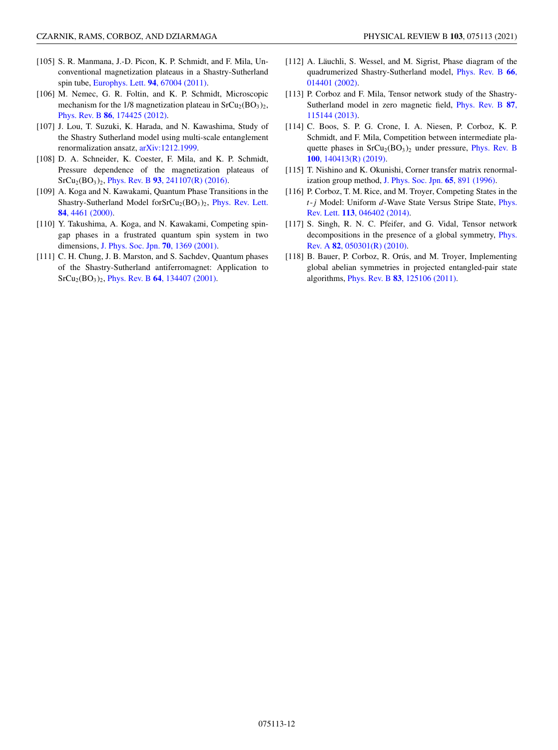[105] S. R. Manmana, J.-D. Picon, K. P. Schmidt, and F. Mila, Unconventional magnetization plateaus in a Shastry-Sutherland spin tube, Europhys. Lett. **94**, 67004 (2011).

[106] M. Nemec, G. R. Foltin, and K. P. Schmidt, Microscopic mechanism for the 1/8 magnetization plateau in $SrCu_2(BO_3)_2$, Phys. Rev. B **86**, 174425 (2012).

[107] J. Lou, T. Suzuki, K. Harada, and N. Kawashima, Study of the Shastry Sutherland model using multi-scale entanglement renormalization ansatz, arXiv:1212.1999.

[108] D. A. Schneider, K. Coester, F. Mila, and K. P. Schmidt, Pressure dependence of the magnetization plateaus of $SrCu_2(BO_3)_2$, Phys. Rev. B **93**, 241107(R) (2016).

[109] A. Koga and N. Kawakami, Quantum Phase Transitions in the Shastry-Sutherland Model for$SrCu_2(BO_3)_2$, Phys. Rev. Lett. **84**, 4461 (2000).

[110] Y. Takushima, A. Koga, and N. Kawakami, Competing spin-gap phases in a frustrated quantum spin system in two dimensions, J. Phys. Soc. Jpn. **70**, 1369 (2001).

[111] C. H. Chung, J. B. Marston, and S. Sachdev, Quantum phases of the Shastry-Sutherland antiferromagnet: Application to $SrCu_2(BO_3)_2$, Phys. Rev. B **64**, 134407 (2001).

[112] A. Läuchli, S. Wessel, and M. Sigrist, Phase diagram of the quadrumerized Shastry-Sutherland model, Phys. Rev. B **66**, 014401 (2002).

[113] P. Corboz and F. Mila, Tensor network study of the Shastry-Sutherland model in zero magnetic field, Phys. Rev. B **87**, 115144 (2013).

[114] C. Boos, S. P. G. Crone, I. A. Niesen, P. Corboz, K. P. Schmidt, and F. Mila, Competition between intermediate plaquette phases in $SrCu_2(BO_3)_2$ under pressure, Phys. Rev. B **100**, 140413(R) (2019).

[115] T. Nishino and K. Okunishi, Corner transfer matrix renormalization group method, J. Phys. Soc. Jpn. **65**, 891 (1996).

[116] P. Corboz, T. M. Rice, and M. Troyer, Competing States in the $t$-$j$ Model: Uniform $d$-Wave State Versus Stripe State, Phys. Rev. Lett. **113**, 046402 (2014).

[117] S. Singh, R. N. C. Pfeifer, and G. Vidal, Tensor network decompositions in the presence of a global symmetry, Phys. Rev. A **82**, 050301(R) (2010).

[118] B. Bauer, P. Corboz, R. Orús, and M. Troyer, Implementing global abelian symmetries in projected entangled-pair state algorithms, Phys. Rev. B **83**, 125106 (2011).